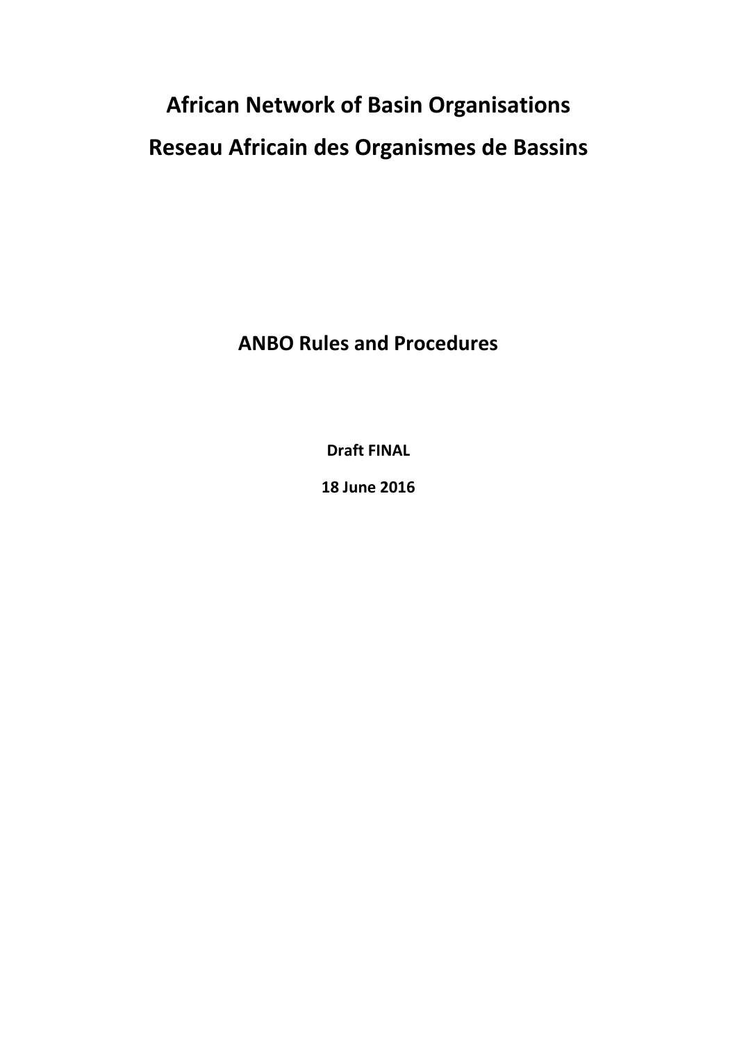# African Network of Basin Organisations

# Reseau Africain des Organismes de Bassins

## ANBO Rules and Procedures

**Draft FINAL**

**18 June 2016**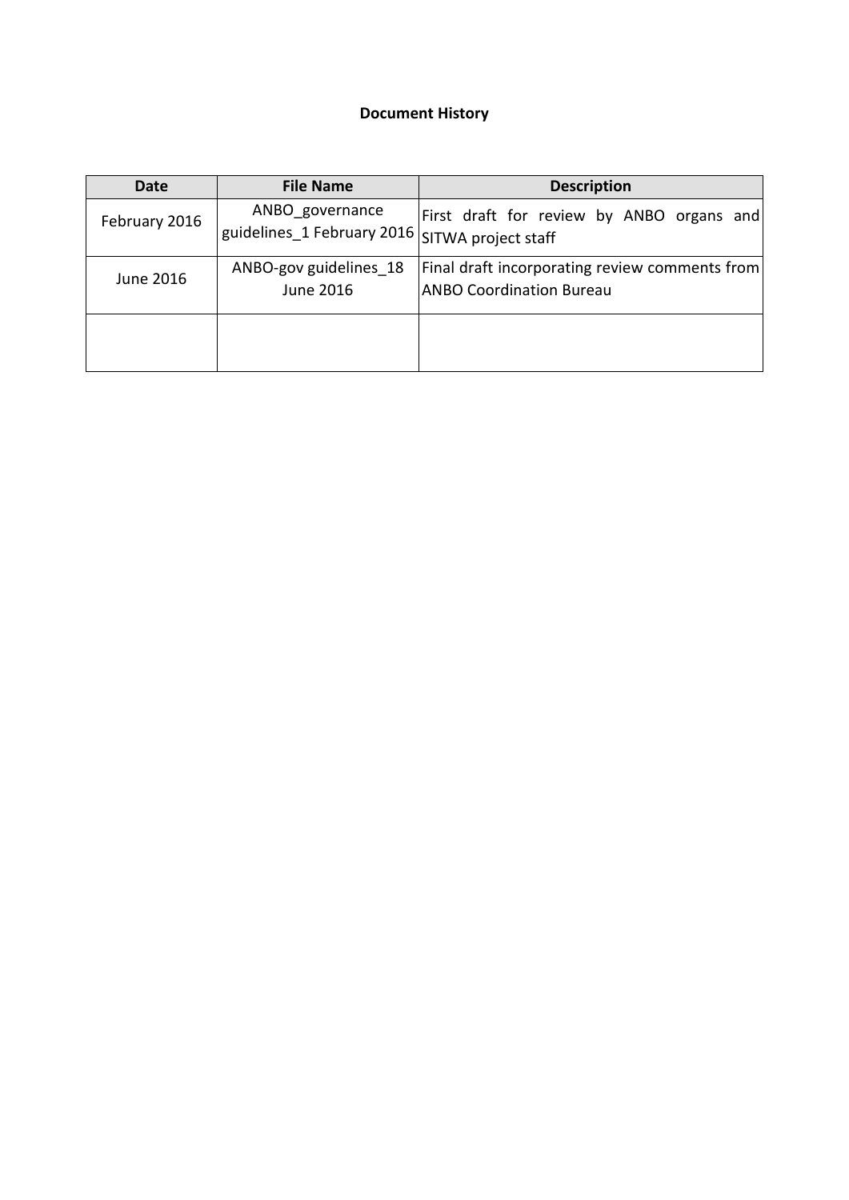**Document History**

| Date | File Name | Description |
|---|---|---|
| February 2016 | ANBO_governance guidelines_1 February 2016 | First draft for review by ANBO organs and SITWA project staff |
| June 2016 | ANBO-gov guidelines_18 June 2016 | Final draft incorporating review comments from ANBO Coordination Bureau |
| | | |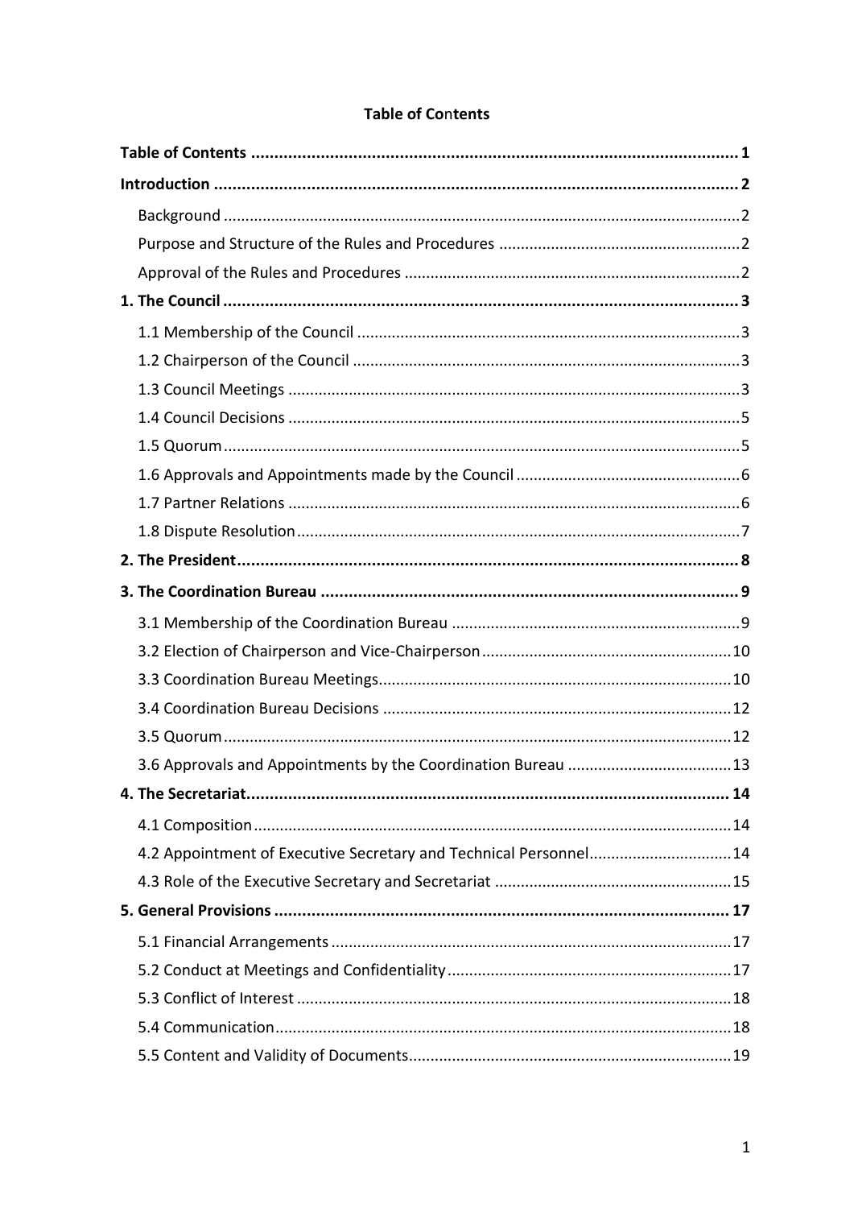## Table of Contents

**Table of Contents** ..................................................................................................... **1**

**Introduction** ................................................................................................................ **2**

- Background ................................................................................................................ 2
- Purpose and Structure of the Rules and Procedures ................................................ 2
- Approval of the Rules and Procedures ..................................................................... 2

**1. The Council** ............................................................................................................. **3**

- 1.1 Membership of the Council ................................................................................. 3
- 1.2 Chairperson of the Council .................................................................................. 3
- 1.3 Council Meetings ................................................................................................. 3
- 1.4 Council Decisions ................................................................................................. 5
- 1.5 Quorum ................................................................................................................ 5
- 1.6 Approvals and Appointments made by the Council ............................................ 6
- 1.7 Partner Relations .................................................................................................. 6
- 1.8 Dispute Resolution ............................................................................................... 7

**2. The President** ........................................................................................................... **8**

**3. The Coordination Bureau** ......................................................................................... **9**

- 3.1 Membership of the Coordination Bureau ............................................................ 9
- 3.2 Election of Chairperson and Vice-Chairperson .................................................... 10
- 3.3 Coordination Bureau Meetings ............................................................................ 10
- 3.4 Coordination Bureau Decisions ........................................................................... 12
- 3.5 Quorum ................................................................................................................ 12
- 3.6 Approvals and Appointments by the Coordination Bureau ................................. 13

**4. The Secretariat** ......................................................................................................... **14**

- 4.1 Composition ......................................................................................................... 14
- 4.2 Appointment of Executive Secretary and Technical Personnel ............................ 14
- 4.3 Role of the Executive Secretary and Secretariat .................................................. 15

**5. General Provisions** ................................................................................................... **17**

- 5.1 Financial Arrangements ....................................................................................... 17
- 5.2 Conduct at Meetings and Confidentiality ............................................................ 17
- 5.3 Conflict of Interest ............................................................................................... 18
- 5.4 Communication .................................................................................................... 18
- 5.5 Content and Validity of Documents ..................................................................... 19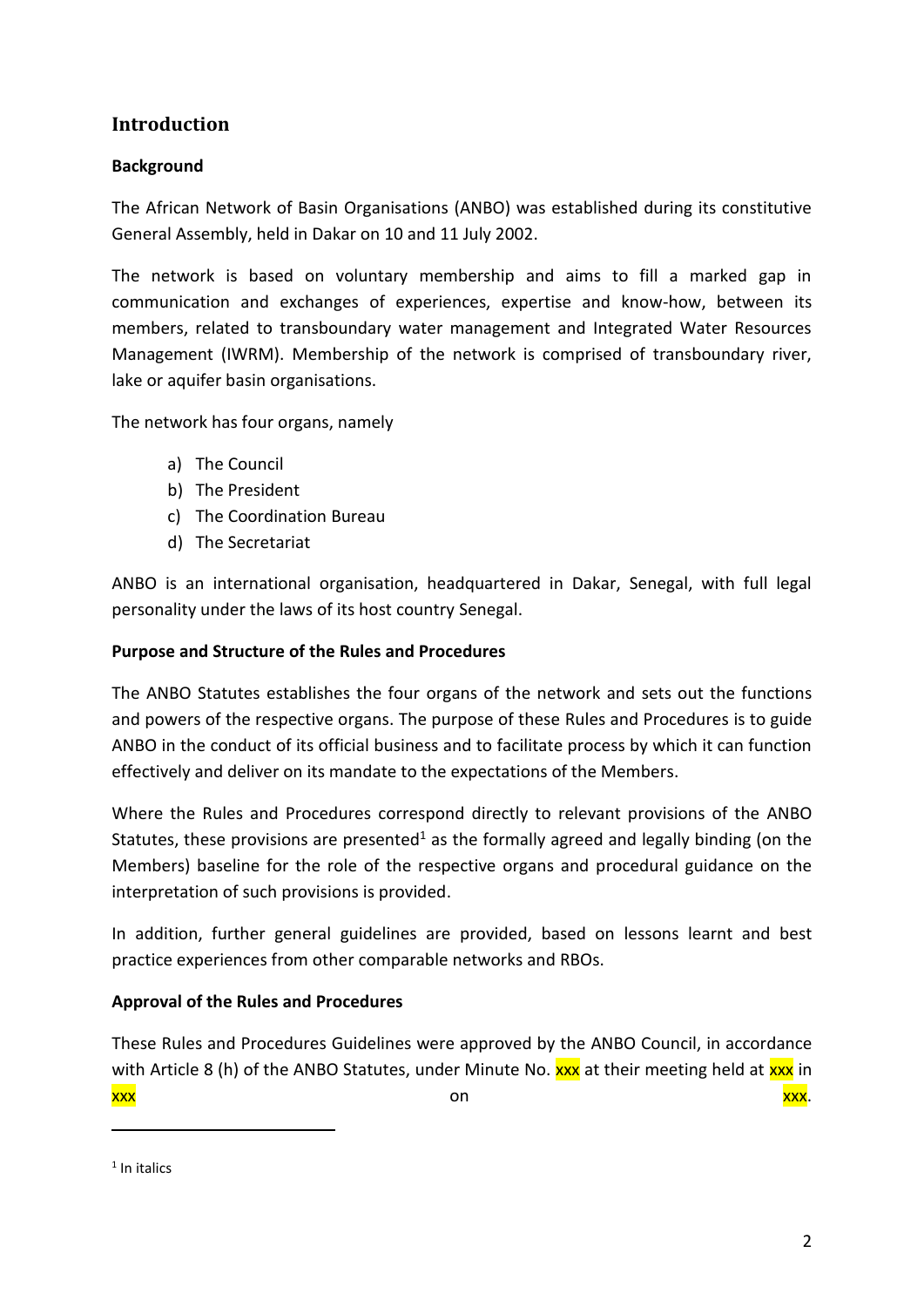## Introduction

### Background

The African Network of Basin Organisations (ANBO) was established during its constitutive General Assembly, held in Dakar on 10 and 11 July 2002.

The network is based on voluntary membership and aims to fill a marked gap in communication and exchanges of experiences, expertise and know-how, between its members, related to transboundary water management and Integrated Water Resources Management (IWRM). Membership of the network is comprised of transboundary river, lake or aquifer basin organisations.

The network has four organs, namely

a) The Council
b) The President
c) The Coordination Bureau
d) The Secretariat

ANBO is an international organisation, headquartered in Dakar, Senegal, with full legal personality under the laws of its host country Senegal.

### Purpose and Structure of the Rules and Procedures

The ANBO Statutes establishes the four organs of the network and sets out the functions and powers of the respective organs. The purpose of these Rules and Procedures is to guide ANBO in the conduct of its official business and to facilitate process by which it can function effectively and deliver on its mandate to the expectations of the Members.

Where the Rules and Procedures correspond directly to relevant provisions of the ANBO Statutes, these provisions are presented[1] as the formally agreed and legally binding (on the Members) baseline for the role of the respective organs and procedural guidance on the interpretation of such provisions is provided.

In addition, further general guidelines are provided, based on lessons learnt and best practice experiences from other comparable networks and RBOs.

### Approval of the Rules and Procedures

These Rules and Procedures Guidelines were approved by the ANBO Council, in accordance with Article 8 (h) of the ANBO Statutes, under Minute No. xxx at their meeting held at xxx in xxx on xxx.

---

[1] In italics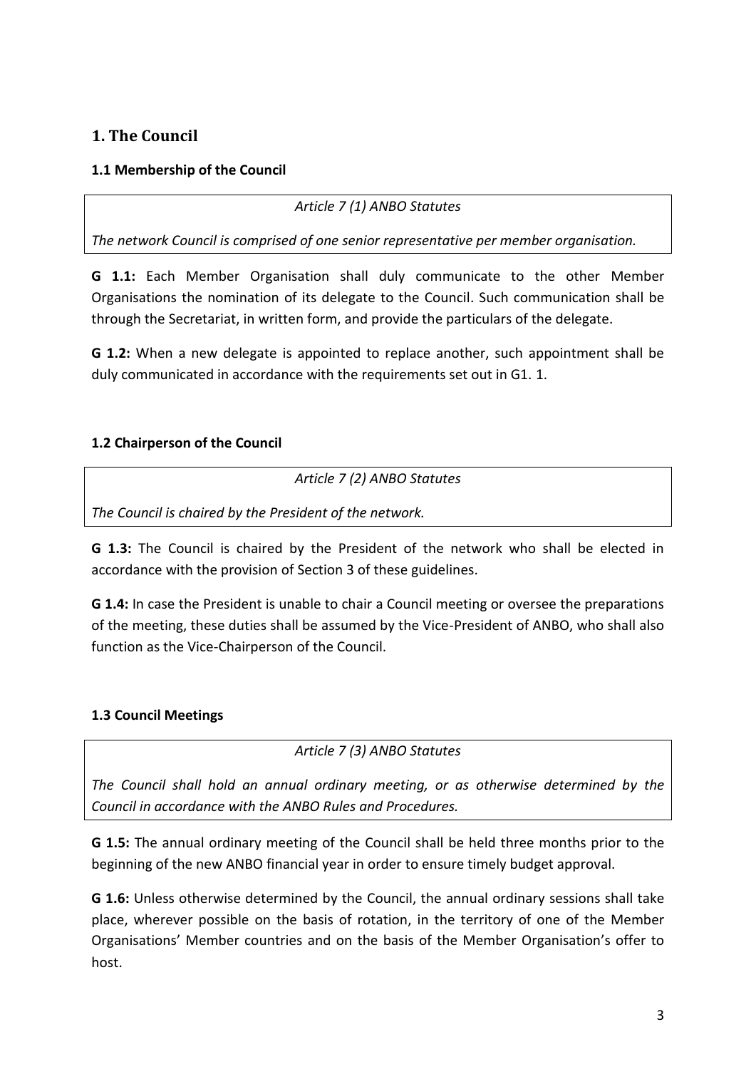## 1. The Council

### 1.1 Membership of the Council

> *Article 7 (1) ANBO Statutes*
>
> *The network Council is comprised of one senior representative per member organisation.*

**G 1.1:** Each Member Organisation shall duly communicate to the other Member Organisations the nomination of its delegate to the Council. Such communication shall be through the Secretariat, in written form, and provide the particulars of the delegate.

**G 1.2:** When a new delegate is appointed to replace another, such appointment shall be duly communicated in accordance with the requirements set out in G1. 1.

### 1.2 Chairperson of the Council

> *Article 7 (2) ANBO Statutes*
>
> *The Council is chaired by the President of the network.*

**G 1.3:** The Council is chaired by the President of the network who shall be elected in accordance with the provision of Section 3 of these guidelines.

**G 1.4:** In case the President is unable to chair a Council meeting or oversee the preparations of the meeting, these duties shall be assumed by the Vice-President of ANBO, who shall also function as the Vice-Chairperson of the Council.

### 1.3 Council Meetings

> *Article 7 (3) ANBO Statutes*
>
> *The Council shall hold an annual ordinary meeting, or as otherwise determined by the Council in accordance with the ANBO Rules and Procedures.*

**G 1.5:** The annual ordinary meeting of the Council shall be held three months prior to the beginning of the new ANBO financial year in order to ensure timely budget approval.

**G 1.6:** Unless otherwise determined by the Council, the annual ordinary sessions shall take place, wherever possible on the basis of rotation, in the territory of one of the Member Organisations' Member countries and on the basis of the Member Organisation's offer to host.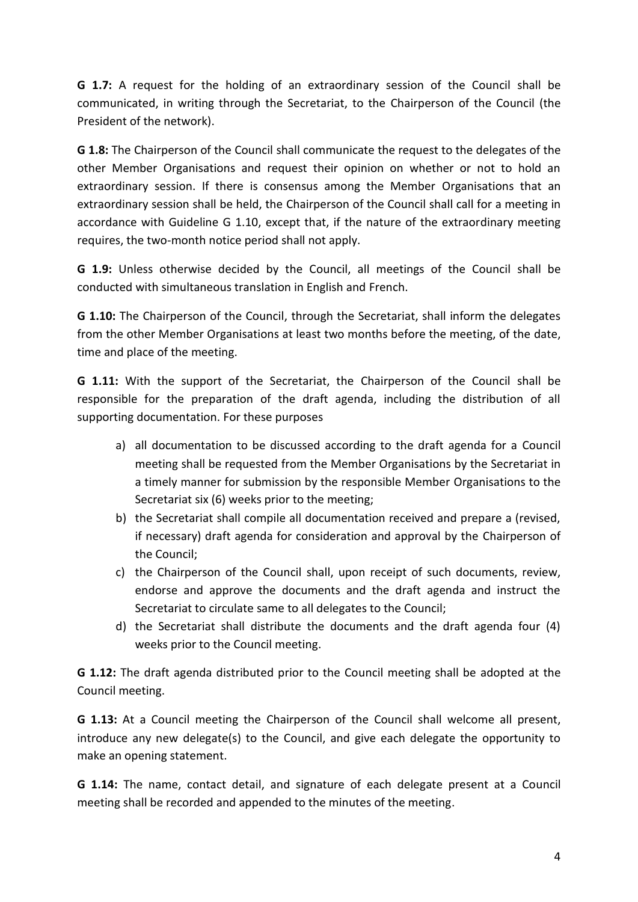**G 1.7:** A request for the holding of an extraordinary session of the Council shall be communicated, in writing through the Secretariat, to the Chairperson of the Council (the President of the network).

**G 1.8:** The Chairperson of the Council shall communicate the request to the delegates of the other Member Organisations and request their opinion on whether or not to hold an extraordinary session. If there is consensus among the Member Organisations that an extraordinary session shall be held, the Chairperson of the Council shall call for a meeting in accordance with Guideline G 1.10, except that, if the nature of the extraordinary meeting requires, the two-month notice period shall not apply.

**G 1.9:** Unless otherwise decided by the Council, all meetings of the Council shall be conducted with simultaneous translation in English and French.

**G 1.10:** The Chairperson of the Council, through the Secretariat, shall inform the delegates from the other Member Organisations at least two months before the meeting, of the date, time and place of the meeting.

**G 1.11:** With the support of the Secretariat, the Chairperson of the Council shall be responsible for the preparation of the draft agenda, including the distribution of all supporting documentation. For these purposes

a) all documentation to be discussed according to the draft agenda for a Council meeting shall be requested from the Member Organisations by the Secretariat in a timely manner for submission by the responsible Member Organisations to the Secretariat six (6) weeks prior to the meeting;
b) the Secretariat shall compile all documentation received and prepare a (revised, if necessary) draft agenda for consideration and approval by the Chairperson of the Council;
c) the Chairperson of the Council shall, upon receipt of such documents, review, endorse and approve the documents and the draft agenda and instruct the Secretariat to circulate same to all delegates to the Council;
d) the Secretariat shall distribute the documents and the draft agenda four (4) weeks prior to the Council meeting.

**G 1.12:** The draft agenda distributed prior to the Council meeting shall be adopted at the Council meeting.

**G 1.13:** At a Council meeting the Chairperson of the Council shall welcome all present, introduce any new delegate(s) to the Council, and give each delegate the opportunity to make an opening statement.

**G 1.14:** The name, contact detail, and signature of each delegate present at a Council meeting shall be recorded and appended to the minutes of the meeting.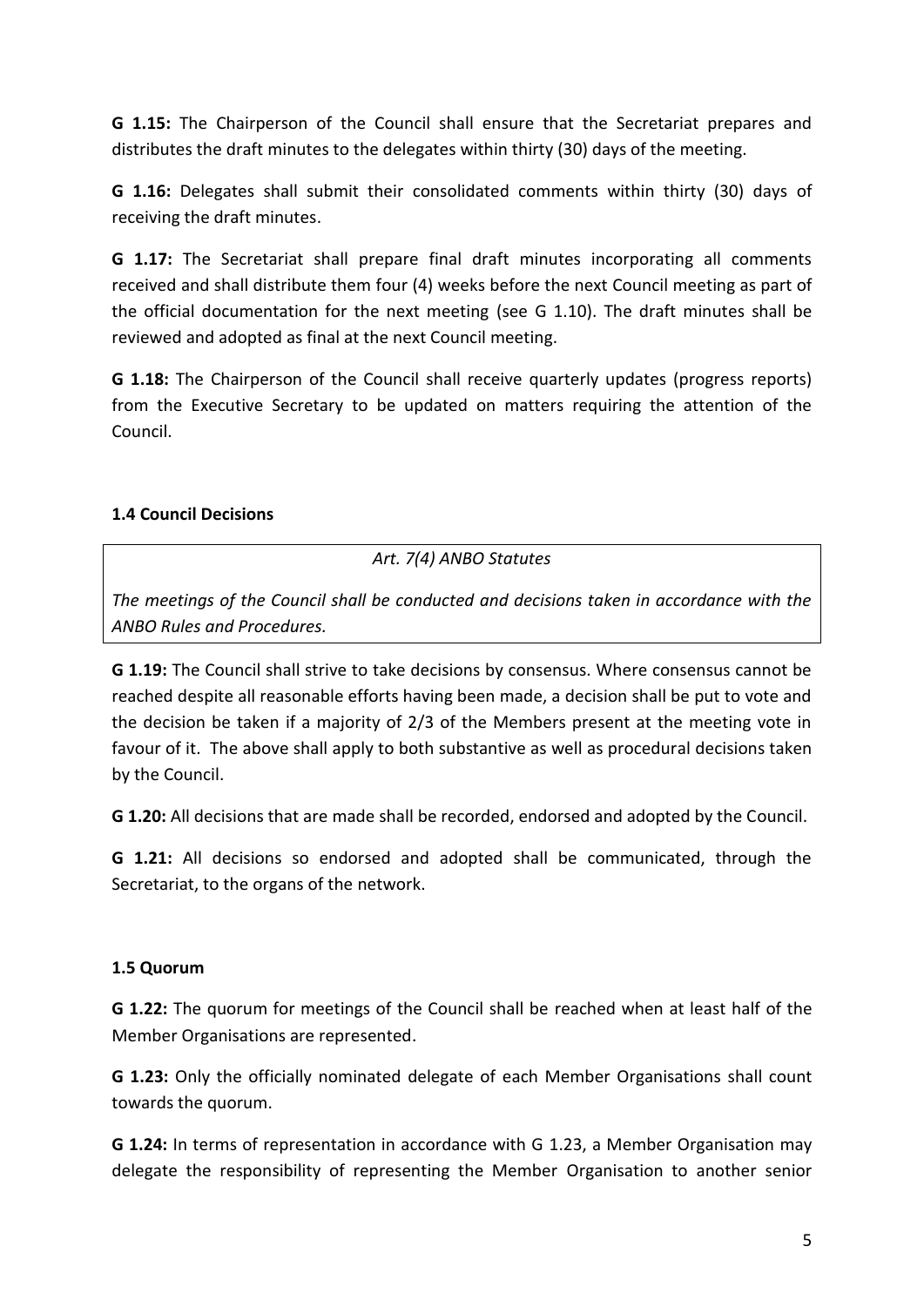**G 1.15:** The Chairperson of the Council shall ensure that the Secretariat prepares and distributes the draft minutes to the delegates within thirty (30) days of the meeting.

**G 1.16:** Delegates shall submit their consolidated comments within thirty (30) days of receiving the draft minutes.

**G 1.17:** The Secretariat shall prepare final draft minutes incorporating all comments received and shall distribute them four (4) weeks before the next Council meeting as part of the official documentation for the next meeting (see G 1.10). The draft minutes shall be reviewed and adopted as final at the next Council meeting.

**G 1.18:** The Chairperson of the Council shall receive quarterly updates (progress reports) from the Executive Secretary to be updated on matters requiring the attention of the Council.

### 1.4 Council Decisions

> *Art. 7(4) ANBO Statutes*
>
> *The meetings of the Council shall be conducted and decisions taken in accordance with the ANBO Rules and Procedures.*

**G 1.19:** The Council shall strive to take decisions by consensus. Where consensus cannot be reached despite all reasonable efforts having been made, a decision shall be put to vote and the decision be taken if a majority of 2/3 of the Members present at the meeting vote in favour of it. The above shall apply to both substantive as well as procedural decisions taken by the Council.

**G 1.20:** All decisions that are made shall be recorded, endorsed and adopted by the Council.

**G 1.21:** All decisions so endorsed and adopted shall be communicated, through the Secretariat, to the organs of the network.

### 1.5 Quorum

**G 1.22:** The quorum for meetings of the Council shall be reached when at least half of the Member Organisations are represented.

**G 1.23:** Only the officially nominated delegate of each Member Organisations shall count towards the quorum.

**G 1.24:** In terms of representation in accordance with G 1.23, a Member Organisation may delegate the responsibility of representing the Member Organisation to another senior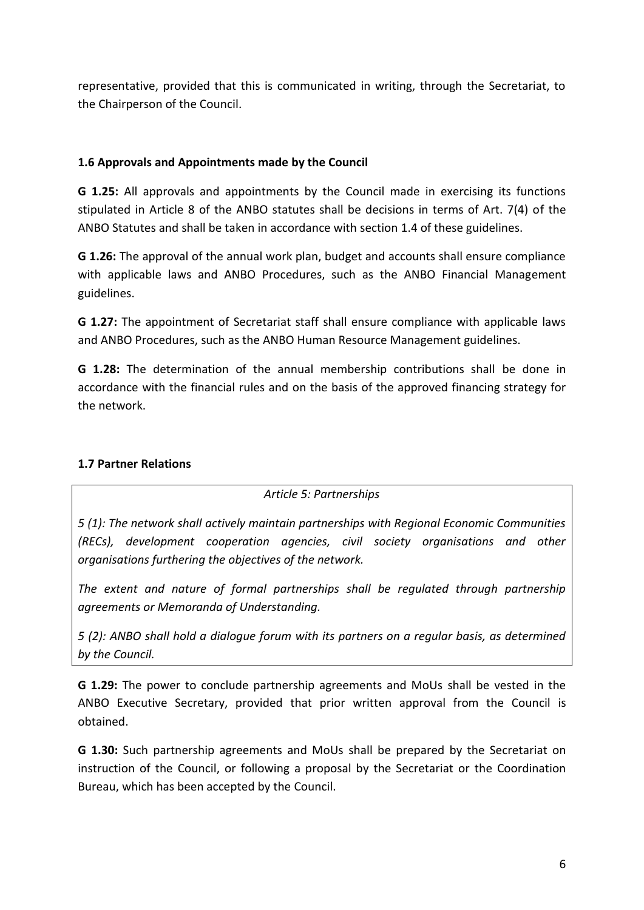representative, provided that this is communicated in writing, through the Secretariat, to the Chairperson of the Council.

### 1.6 Approvals and Appointments made by the Council

**G 1.25:** All approvals and appointments by the Council made in exercising its functions stipulated in Article 8 of the ANBO statutes shall be decisions in terms of Art. 7(4) of the ANBO Statutes and shall be taken in accordance with section 1.4 of these guidelines.

**G 1.26:** The approval of the annual work plan, budget and accounts shall ensure compliance with applicable laws and ANBO Procedures, such as the ANBO Financial Management guidelines.

**G 1.27:** The appointment of Secretariat staff shall ensure compliance with applicable laws and ANBO Procedures, such as the ANBO Human Resource Management guidelines.

**G 1.28:** The determination of the annual membership contributions shall be done in accordance with the financial rules and on the basis of the approved financing strategy for the network.

### 1.7 Partner Relations

> *Article 5: Partnerships*
>
> *5 (1): The network shall actively maintain partnerships with Regional Economic Communities (RECs), development cooperation agencies, civil society organisations and other organisations furthering the objectives of the network.*
>
> *The extent and nature of formal partnerships shall be regulated through partnership agreements or Memoranda of Understanding.*
>
> *5 (2): ANBO shall hold a dialogue forum with its partners on a regular basis, as determined by the Council.*

**G 1.29:** The power to conclude partnership agreements and MoUs shall be vested in the ANBO Executive Secretary, provided that prior written approval from the Council is obtained.

**G 1.30:** Such partnership agreements and MoUs shall be prepared by the Secretariat on instruction of the Council, or following a proposal by the Secretariat or the Coordination Bureau, which has been accepted by the Council.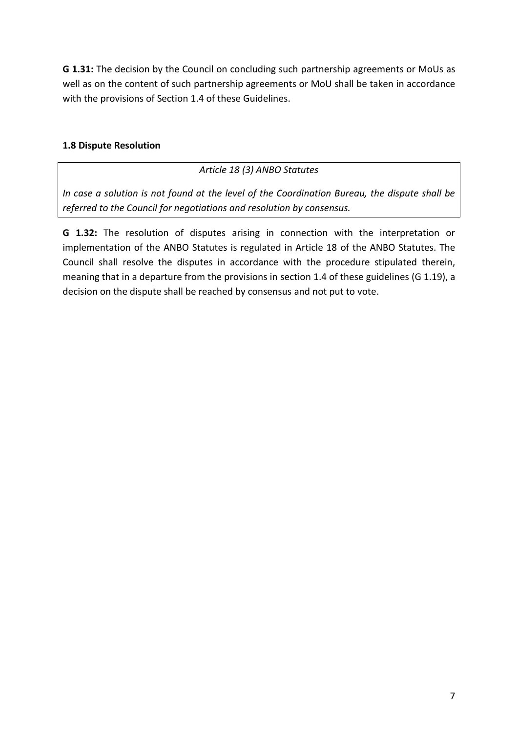**G 1.31:** The decision by the Council on concluding such partnership agreements or MoUs as well as on the content of such partnership agreements or MoU shall be taken in accordance with the provisions of Section 1.4 of these Guidelines.

### 1.8 Dispute Resolution

> *Article 18 (3) ANBO Statutes*
>
> *In case a solution is not found at the level of the Coordination Bureau, the dispute shall be referred to the Council for negotiations and resolution by consensus.*

**G 1.32:** The resolution of disputes arising in connection with the interpretation or implementation of the ANBO Statutes is regulated in Article 18 of the ANBO Statutes. The Council shall resolve the disputes in accordance with the procedure stipulated therein, meaning that in a departure from the provisions in section 1.4 of these guidelines (G 1.19), a decision on the dispute shall be reached by consensus and not put to vote.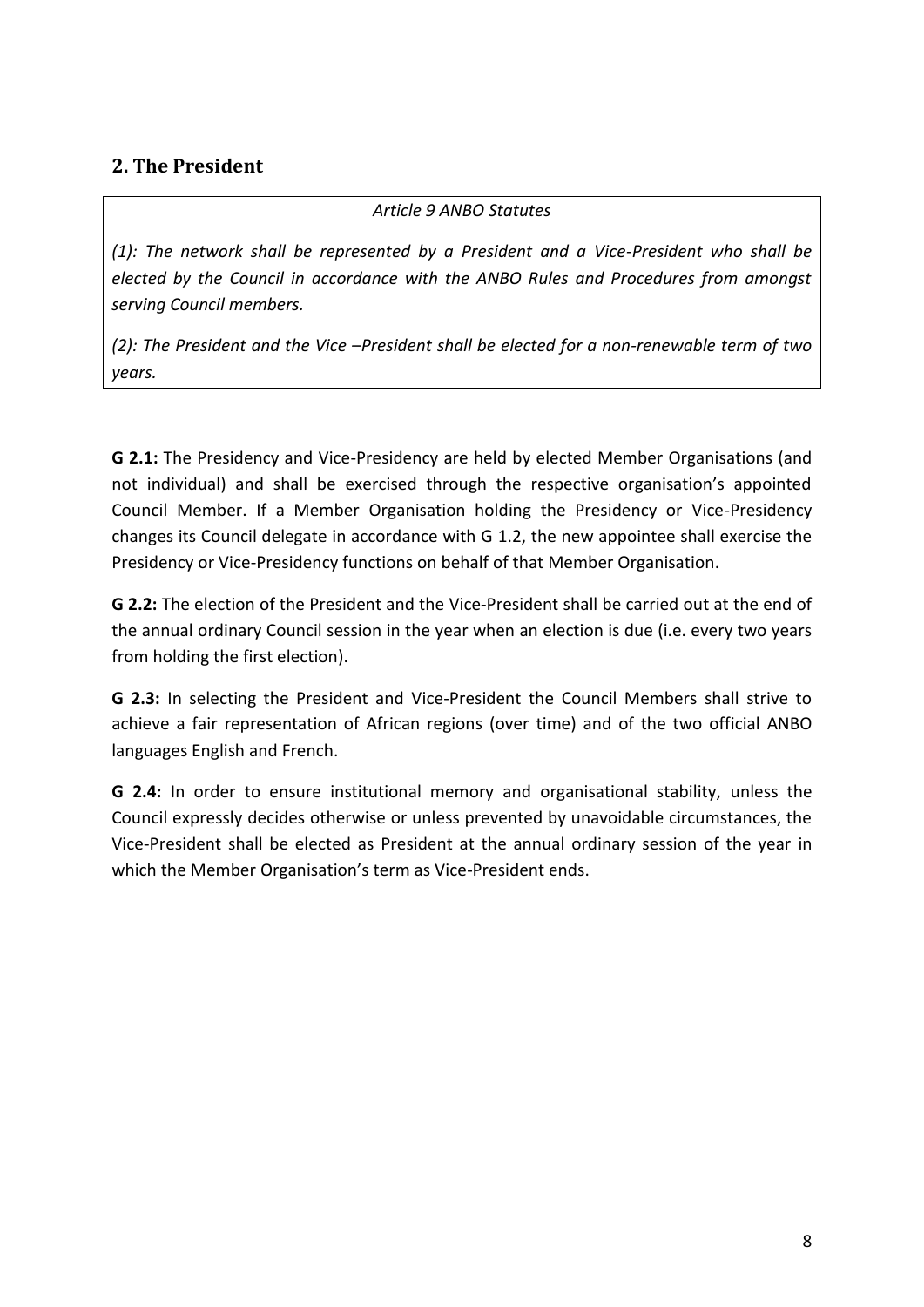## 2. The President

*Article 9 ANBO Statutes*

*(1): The network shall be represented by a President and a Vice-President who shall be elected by the Council in accordance with the ANBO Rules and Procedures from amongst serving Council members.*

*(2): The President and the Vice –President shall be elected for a non-renewable term of two years.*

**G 2.1:** The Presidency and Vice-Presidency are held by elected Member Organisations (and not individual) and shall be exercised through the respective organisation's appointed Council Member. If a Member Organisation holding the Presidency or Vice-Presidency changes its Council delegate in accordance with G 1.2, the new appointee shall exercise the Presidency or Vice-Presidency functions on behalf of that Member Organisation.

**G 2.2:** The election of the President and the Vice-President shall be carried out at the end of the annual ordinary Council session in the year when an election is due (i.e. every two years from holding the first election).

**G 2.3:** In selecting the President and Vice-President the Council Members shall strive to achieve a fair representation of African regions (over time) and of the two official ANBO languages English and French.

**G 2.4:** In order to ensure institutional memory and organisational stability, unless the Council expressly decides otherwise or unless prevented by unavoidable circumstances, the Vice-President shall be elected as President at the annual ordinary session of the year in which the Member Organisation's term as Vice-President ends.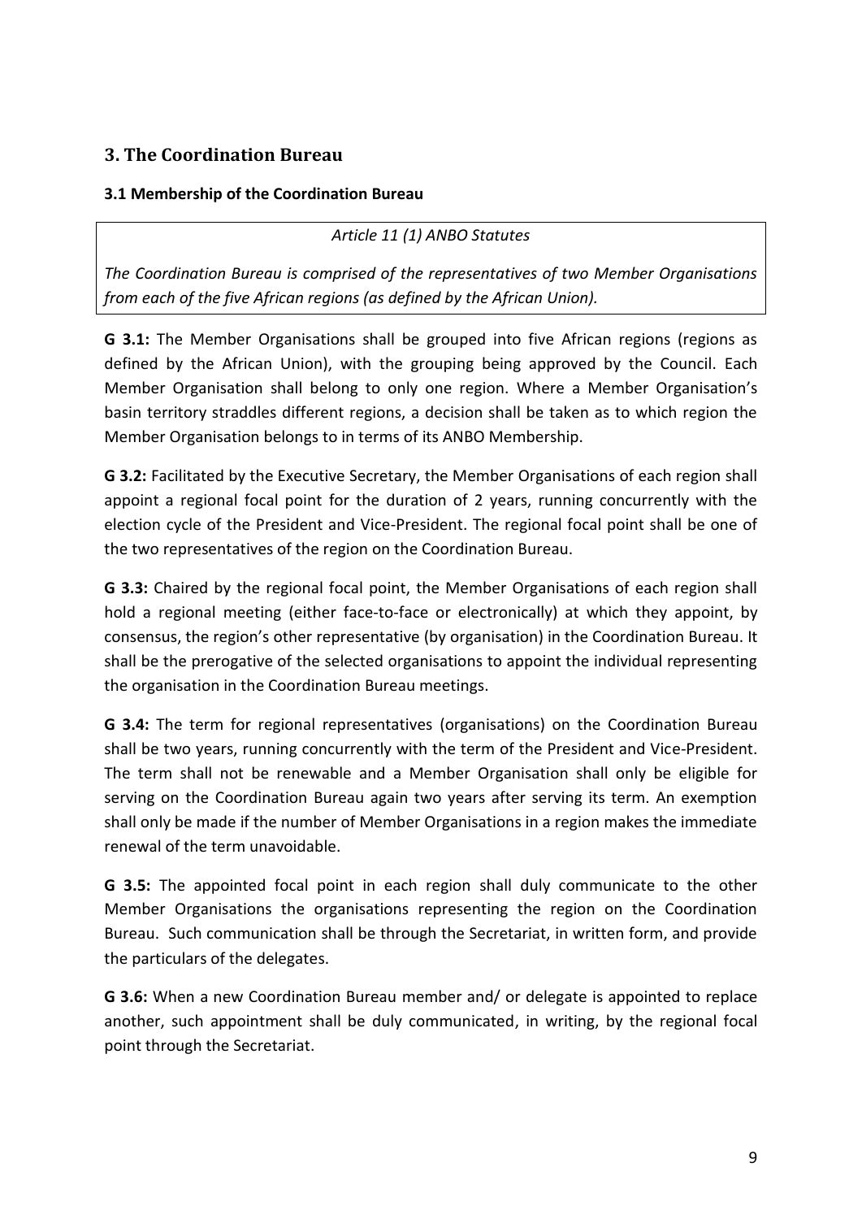## 3. The Coordination Bureau

### 3.1 Membership of the Coordination Bureau

> *Article 11 (1) ANBO Statutes*
>
> *The Coordination Bureau is comprised of the representatives of two Member Organisations from each of the five African regions (as defined by the African Union).*

**G 3.1:** The Member Organisations shall be grouped into five African regions (regions as defined by the African Union), with the grouping being approved by the Council. Each Member Organisation shall belong to only one region. Where a Member Organisation's basin territory straddles different regions, a decision shall be taken as to which region the Member Organisation belongs to in terms of its ANBO Membership.

**G 3.2:** Facilitated by the Executive Secretary, the Member Organisations of each region shall appoint a regional focal point for the duration of 2 years, running concurrently with the election cycle of the President and Vice-President. The regional focal point shall be one of the two representatives of the region on the Coordination Bureau.

**G 3.3:** Chaired by the regional focal point, the Member Organisations of each region shall hold a regional meeting (either face-to-face or electronically) at which they appoint, by consensus, the region's other representative (by organisation) in the Coordination Bureau. It shall be the prerogative of the selected organisations to appoint the individual representing the organisation in the Coordination Bureau meetings.

**G 3.4:** The term for regional representatives (organisations) on the Coordination Bureau shall be two years, running concurrently with the term of the President and Vice-President. The term shall not be renewable and a Member Organisation shall only be eligible for serving on the Coordination Bureau again two years after serving its term. An exemption shall only be made if the number of Member Organisations in a region makes the immediate renewal of the term unavoidable.

**G 3.5:** The appointed focal point in each region shall duly communicate to the other Member Organisations the organisations representing the region on the Coordination Bureau. Such communication shall be through the Secretariat, in written form, and provide the particulars of the delegates.

**G 3.6:** When a new Coordination Bureau member and/ or delegate is appointed to replace another, such appointment shall be duly communicated, in writing, by the regional focal point through the Secretariat.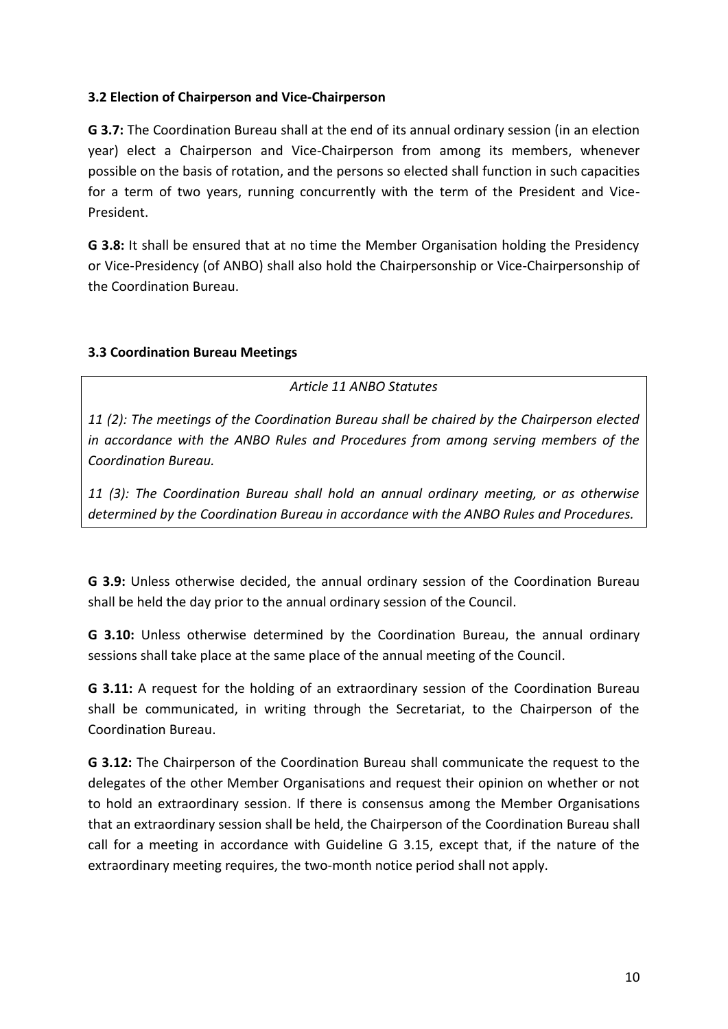### 3.2 Election of Chairperson and Vice-Chairperson

**G 3.7:** The Coordination Bureau shall at the end of its annual ordinary session (in an election year) elect a Chairperson and Vice-Chairperson from among its members, whenever possible on the basis of rotation, and the persons so elected shall function in such capacities for a term of two years, running concurrently with the term of the President and Vice-President.

**G 3.8:** It shall be ensured that at no time the Member Organisation holding the Presidency or Vice-Presidency (of ANBO) shall also hold the Chairpersonship or Vice-Chairpersonship of the Coordination Bureau.

### 3.3 Coordination Bureau Meetings

> *Article 11 ANBO Statutes*
>
> *11 (2): The meetings of the Coordination Bureau shall be chaired by the Chairperson elected in accordance with the ANBO Rules and Procedures from among serving members of the Coordination Bureau.*
>
> *11 (3): The Coordination Bureau shall hold an annual ordinary meeting, or as otherwise determined by the Coordination Bureau in accordance with the ANBO Rules and Procedures.*

**G 3.9:** Unless otherwise decided, the annual ordinary session of the Coordination Bureau shall be held the day prior to the annual ordinary session of the Council.

**G 3.10:** Unless otherwise determined by the Coordination Bureau, the annual ordinary sessions shall take place at the same place of the annual meeting of the Council.

**G 3.11:** A request for the holding of an extraordinary session of the Coordination Bureau shall be communicated, in writing through the Secretariat, to the Chairperson of the Coordination Bureau.

**G 3.12:** The Chairperson of the Coordination Bureau shall communicate the request to the delegates of the other Member Organisations and request their opinion on whether or not to hold an extraordinary session. If there is consensus among the Member Organisations that an extraordinary session shall be held, the Chairperson of the Coordination Bureau shall call for a meeting in accordance with Guideline G 3.15, except that, if the nature of the extraordinary meeting requires, the two-month notice period shall not apply.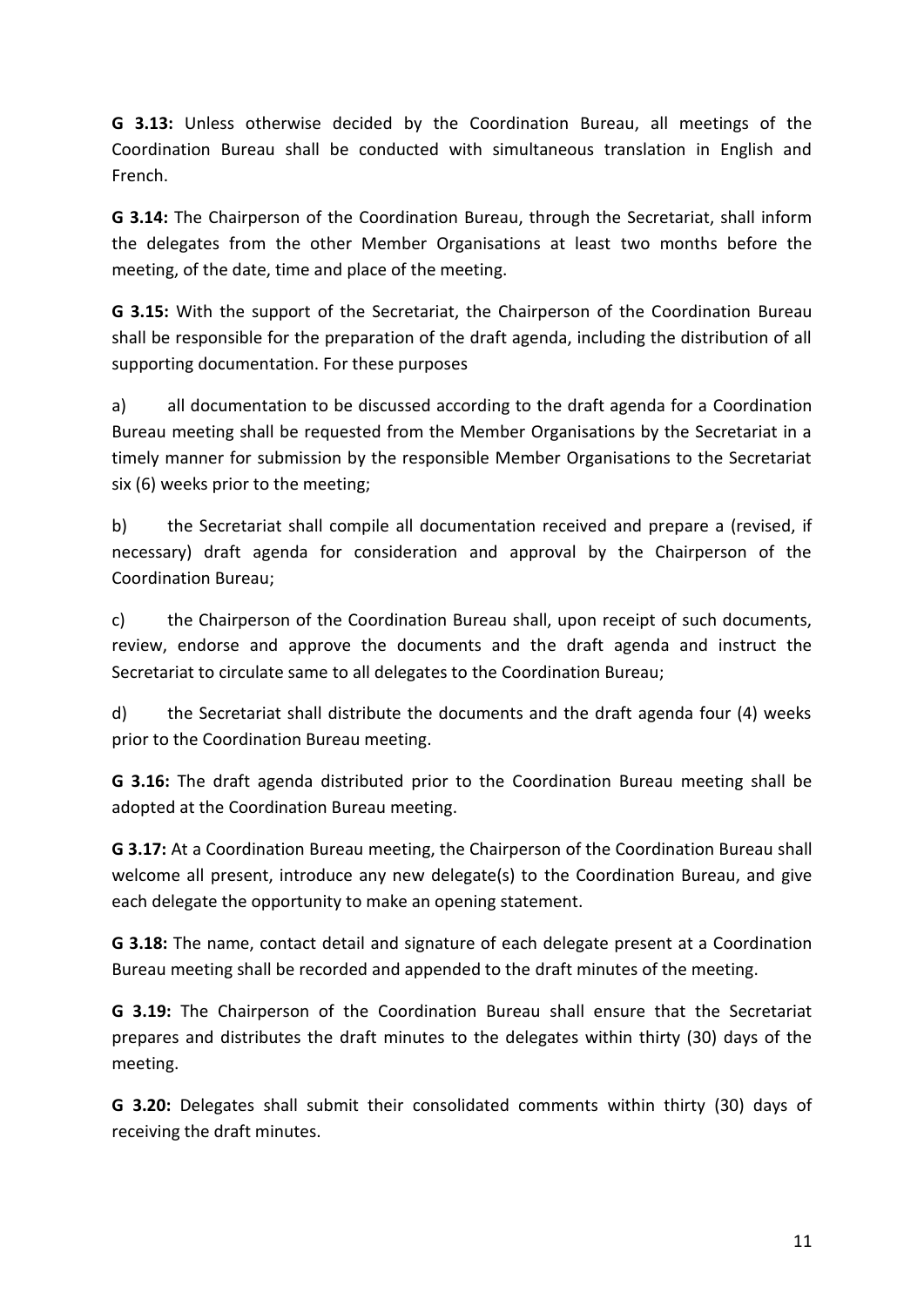**G 3.13:** Unless otherwise decided by the Coordination Bureau, all meetings of the Coordination Bureau shall be conducted with simultaneous translation in English and French.

**G 3.14:** The Chairperson of the Coordination Bureau, through the Secretariat, shall inform the delegates from the other Member Organisations at least two months before the meeting, of the date, time and place of the meeting.

**G 3.15:** With the support of the Secretariat, the Chairperson of the Coordination Bureau shall be responsible for the preparation of the draft agenda, including the distribution of all supporting documentation. For these purposes

a) all documentation to be discussed according to the draft agenda for a Coordination Bureau meeting shall be requested from the Member Organisations by the Secretariat in a timely manner for submission by the responsible Member Organisations to the Secretariat six (6) weeks prior to the meeting;

b) the Secretariat shall compile all documentation received and prepare a (revised, if necessary) draft agenda for consideration and approval by the Chairperson of the Coordination Bureau;

c) the Chairperson of the Coordination Bureau shall, upon receipt of such documents, review, endorse and approve the documents and the draft agenda and instruct the Secretariat to circulate same to all delegates to the Coordination Bureau;

d) the Secretariat shall distribute the documents and the draft agenda four (4) weeks prior to the Coordination Bureau meeting.

**G 3.16:** The draft agenda distributed prior to the Coordination Bureau meeting shall be adopted at the Coordination Bureau meeting.

**G 3.17:** At a Coordination Bureau meeting, the Chairperson of the Coordination Bureau shall welcome all present, introduce any new delegate(s) to the Coordination Bureau, and give each delegate the opportunity to make an opening statement.

**G 3.18:** The name, contact detail and signature of each delegate present at a Coordination Bureau meeting shall be recorded and appended to the draft minutes of the meeting.

**G 3.19:** The Chairperson of the Coordination Bureau shall ensure that the Secretariat prepares and distributes the draft minutes to the delegates within thirty (30) days of the meeting.

**G 3.20:** Delegates shall submit their consolidated comments within thirty (30) days of receiving the draft minutes.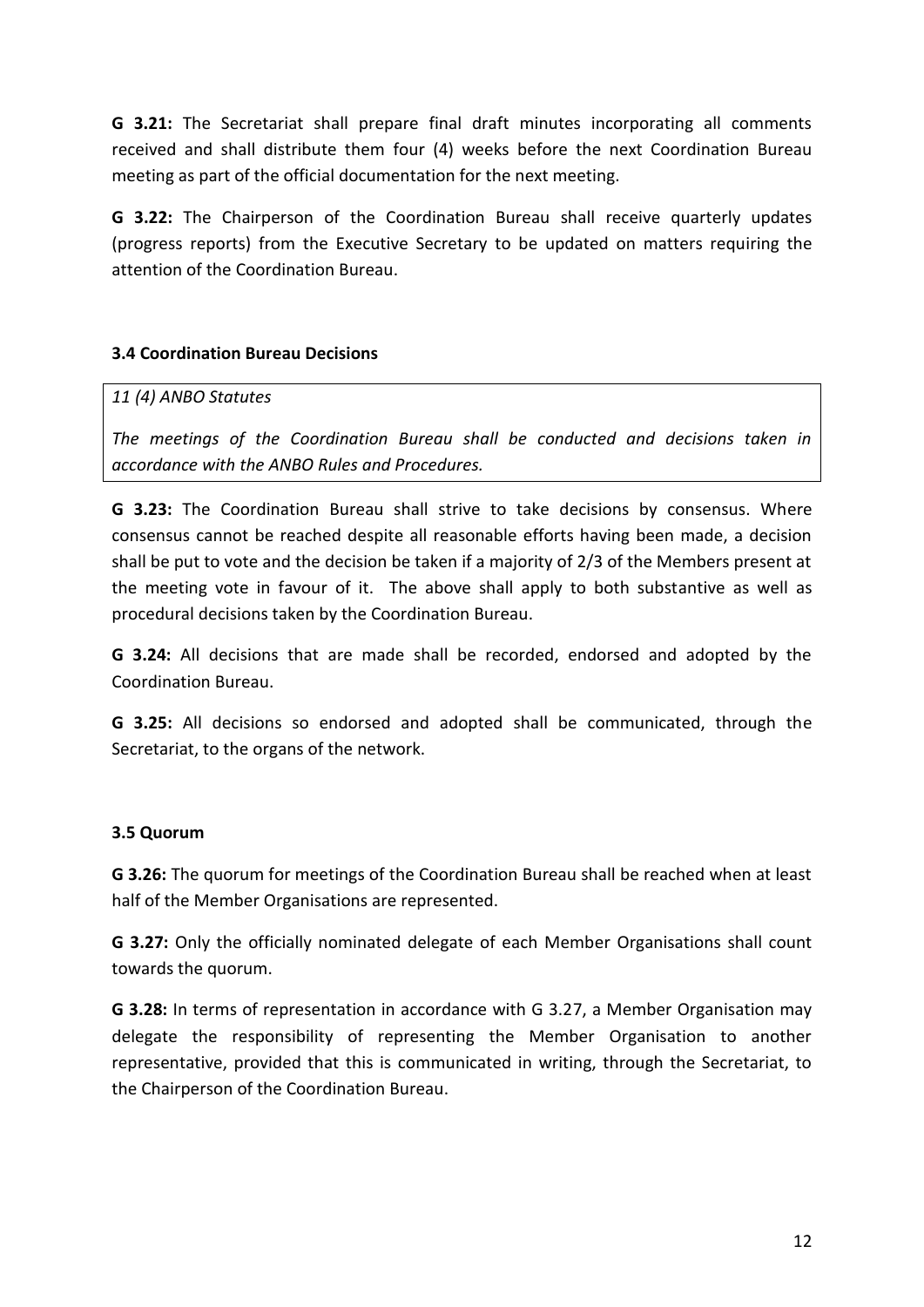**G 3.21:** The Secretariat shall prepare final draft minutes incorporating all comments received and shall distribute them four (4) weeks before the next Coordination Bureau meeting as part of the official documentation for the next meeting.

**G 3.22:** The Chairperson of the Coordination Bureau shall receive quarterly updates (progress reports) from the Executive Secretary to be updated on matters requiring the attention of the Coordination Bureau.

### 3.4 Coordination Bureau Decisions

> *11 (4) ANBO Statutes*
>
> *The meetings of the Coordination Bureau shall be conducted and decisions taken in accordance with the ANBO Rules and Procedures.*

**G 3.23:** The Coordination Bureau shall strive to take decisions by consensus. Where consensus cannot be reached despite all reasonable efforts having been made, a decision shall be put to vote and the decision be taken if a majority of 2/3 of the Members present at the meeting vote in favour of it. The above shall apply to both substantive as well as procedural decisions taken by the Coordination Bureau.

**G 3.24:** All decisions that are made shall be recorded, endorsed and adopted by the Coordination Bureau.

**G 3.25:** All decisions so endorsed and adopted shall be communicated, through the Secretariat, to the organs of the network.

### 3.5 Quorum

**G 3.26:** The quorum for meetings of the Coordination Bureau shall be reached when at least half of the Member Organisations are represented.

**G 3.27:** Only the officially nominated delegate of each Member Organisations shall count towards the quorum.

**G 3.28:** In terms of representation in accordance with G 3.27, a Member Organisation may delegate the responsibility of representing the Member Organisation to another representative, provided that this is communicated in writing, through the Secretariat, to the Chairperson of the Coordination Bureau.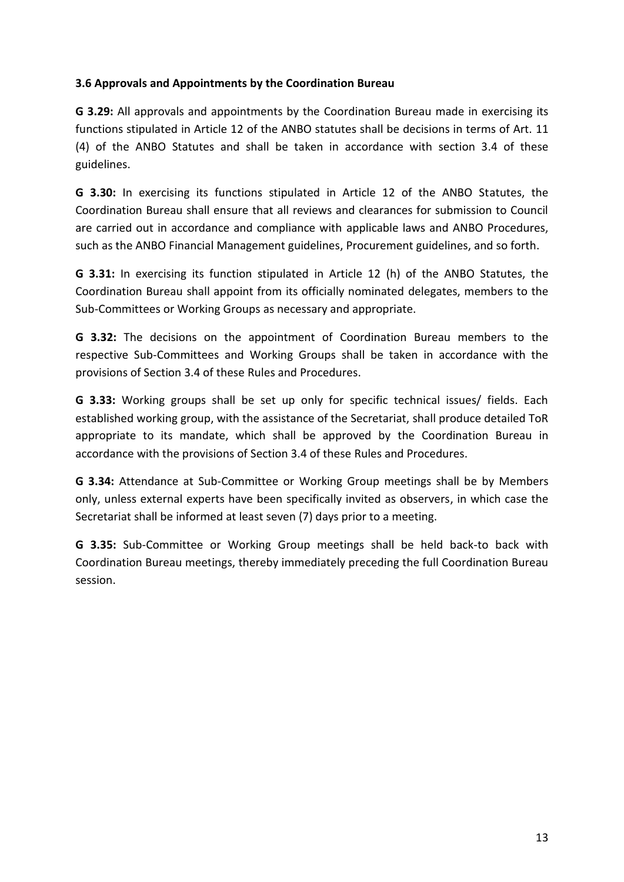### 3.6 Approvals and Appointments by the Coordination Bureau

**G 3.29:** All approvals and appointments by the Coordination Bureau made in exercising its functions stipulated in Article 12 of the ANBO statutes shall be decisions in terms of Art. 11 (4) of the ANBO Statutes and shall be taken in accordance with section 3.4 of these guidelines.

**G 3.30:** In exercising its functions stipulated in Article 12 of the ANBO Statutes, the Coordination Bureau shall ensure that all reviews and clearances for submission to Council are carried out in accordance and compliance with applicable laws and ANBO Procedures, such as the ANBO Financial Management guidelines, Procurement guidelines, and so forth.

**G 3.31:** In exercising its function stipulated in Article 12 (h) of the ANBO Statutes, the Coordination Bureau shall appoint from its officially nominated delegates, members to the Sub-Committees or Working Groups as necessary and appropriate.

**G 3.32:** The decisions on the appointment of Coordination Bureau members to the respective Sub-Committees and Working Groups shall be taken in accordance with the provisions of Section 3.4 of these Rules and Procedures.

**G 3.33:** Working groups shall be set up only for specific technical issues/ fields. Each established working group, with the assistance of the Secretariat, shall produce detailed ToR appropriate to its mandate, which shall be approved by the Coordination Bureau in accordance with the provisions of Section 3.4 of these Rules and Procedures.

**G 3.34:** Attendance at Sub-Committee or Working Group meetings shall be by Members only, unless external experts have been specifically invited as observers, in which case the Secretariat shall be informed at least seven (7) days prior to a meeting.

**G 3.35:** Sub-Committee or Working Group meetings shall be held back-to back with Coordination Bureau meetings, thereby immediately preceding the full Coordination Bureau session.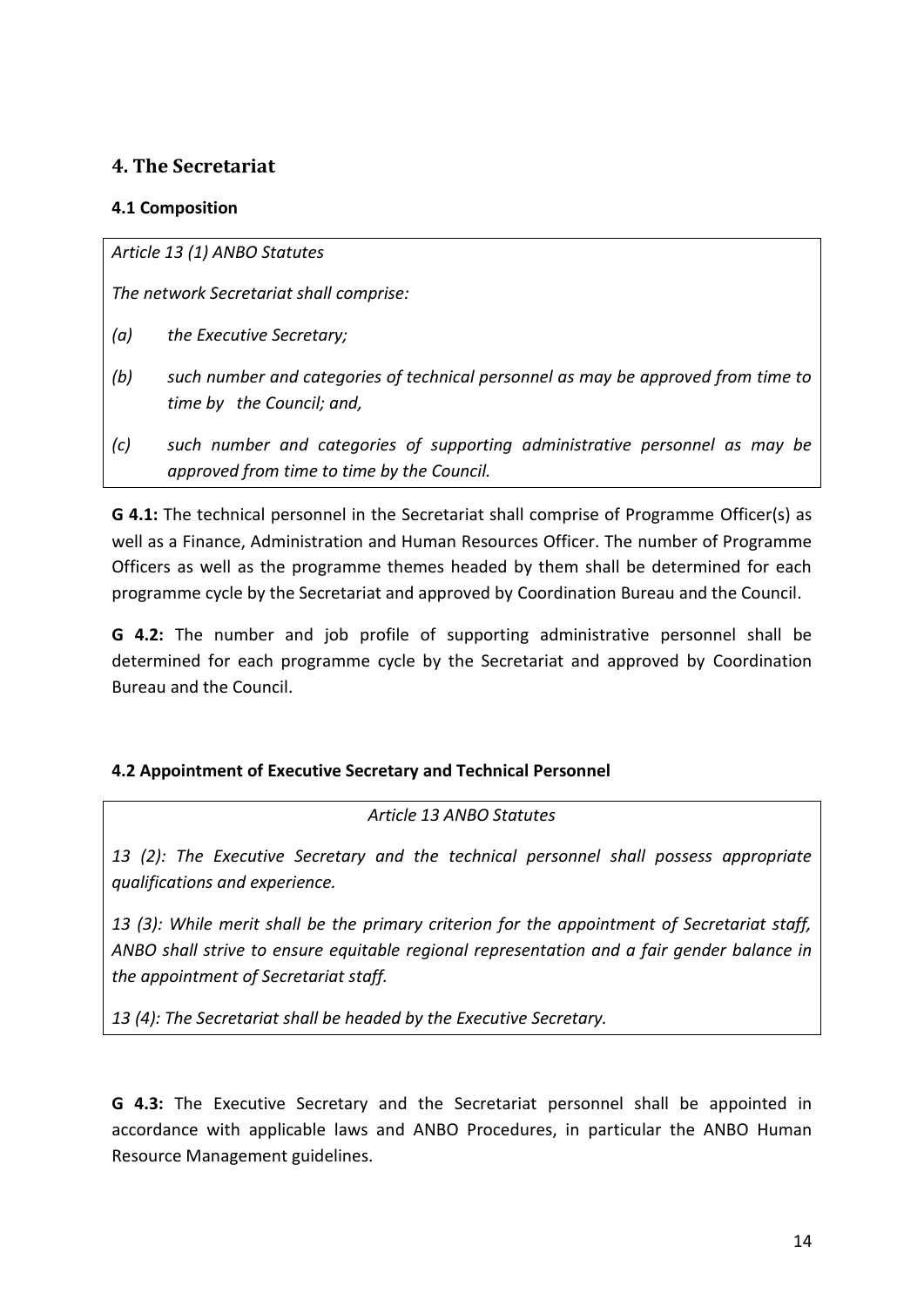## 4. The Secretariat

### 4.1 Composition

> *Article 13 (1) ANBO Statutes*
>
> *The network Secretariat shall comprise:*
>
> *(a) the Executive Secretary;*
>
> *(b) such number and categories of technical personnel as may be approved from time to time by the Council; and,*
>
> *(c) such number and categories of supporting administrative personnel as may be approved from time to time by the Council.*

**G 4.1:** The technical personnel in the Secretariat shall comprise of Programme Officer(s) as well as a Finance, Administration and Human Resources Officer. The number of Programme Officers as well as the programme themes headed by them shall be determined for each programme cycle by the Secretariat and approved by Coordination Bureau and the Council.

**G 4.2:** The number and job profile of supporting administrative personnel shall be determined for each programme cycle by the Secretariat and approved by Coordination Bureau and the Council.

### 4.2 Appointment of Executive Secretary and Technical Personnel

> *Article 13 ANBO Statutes*
>
> *13 (2): The Executive Secretary and the technical personnel shall possess appropriate qualifications and experience.*
>
> *13 (3): While merit shall be the primary criterion for the appointment of Secretariat staff, ANBO shall strive to ensure equitable regional representation and a fair gender balance in the appointment of Secretariat staff.*
>
> *13 (4): The Secretariat shall be headed by the Executive Secretary.*

**G 4.3:** The Executive Secretary and the Secretariat personnel shall be appointed in accordance with applicable laws and ANBO Procedures, in particular the ANBO Human Resource Management guidelines.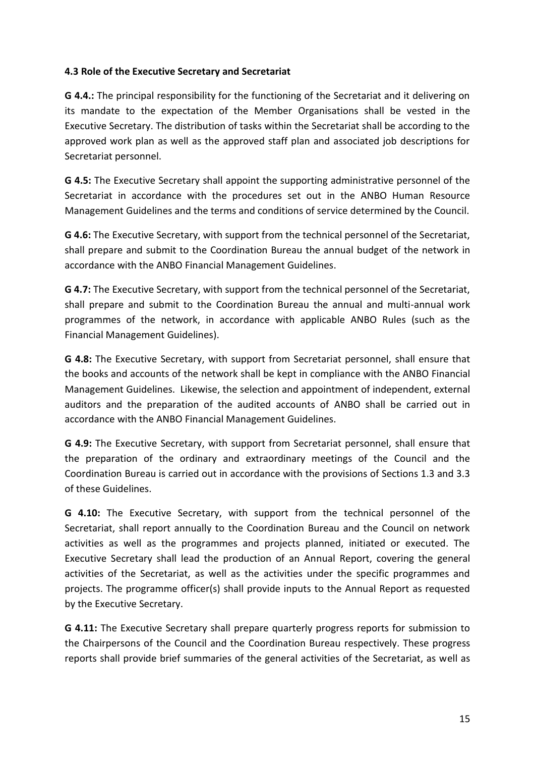### 4.3 Role of the Executive Secretary and Secretariat

**G 4.4.:** The principal responsibility for the functioning of the Secretariat and it delivering on its mandate to the expectation of the Member Organisations shall be vested in the Executive Secretary. The distribution of tasks within the Secretariat shall be according to the approved work plan as well as the approved staff plan and associated job descriptions for Secretariat personnel.

**G 4.5:** The Executive Secretary shall appoint the supporting administrative personnel of the Secretariat in accordance with the procedures set out in the ANBO Human Resource Management Guidelines and the terms and conditions of service determined by the Council.

**G 4.6:** The Executive Secretary, with support from the technical personnel of the Secretariat, shall prepare and submit to the Coordination Bureau the annual budget of the network in accordance with the ANBO Financial Management Guidelines.

**G 4.7:** The Executive Secretary, with support from the technical personnel of the Secretariat, shall prepare and submit to the Coordination Bureau the annual and multi-annual work programmes of the network, in accordance with applicable ANBO Rules (such as the Financial Management Guidelines).

**G 4.8:** The Executive Secretary, with support from Secretariat personnel, shall ensure that the books and accounts of the network shall be kept in compliance with the ANBO Financial Management Guidelines. Likewise, the selection and appointment of independent, external auditors and the preparation of the audited accounts of ANBO shall be carried out in accordance with the ANBO Financial Management Guidelines.

**G 4.9:** The Executive Secretary, with support from Secretariat personnel, shall ensure that the preparation of the ordinary and extraordinary meetings of the Council and the Coordination Bureau is carried out in accordance with the provisions of Sections 1.3 and 3.3 of these Guidelines.

**G 4.10:** The Executive Secretary, with support from the technical personnel of the Secretariat, shall report annually to the Coordination Bureau and the Council on network activities as well as the programmes and projects planned, initiated or executed. The Executive Secretary shall lead the production of an Annual Report, covering the general activities of the Secretariat, as well as the activities under the specific programmes and projects. The programme officer(s) shall provide inputs to the Annual Report as requested by the Executive Secretary.

**G 4.11:** The Executive Secretary shall prepare quarterly progress reports for submission to the Chairpersons of the Council and the Coordination Bureau respectively. These progress reports shall provide brief summaries of the general activities of the Secretariat, as well as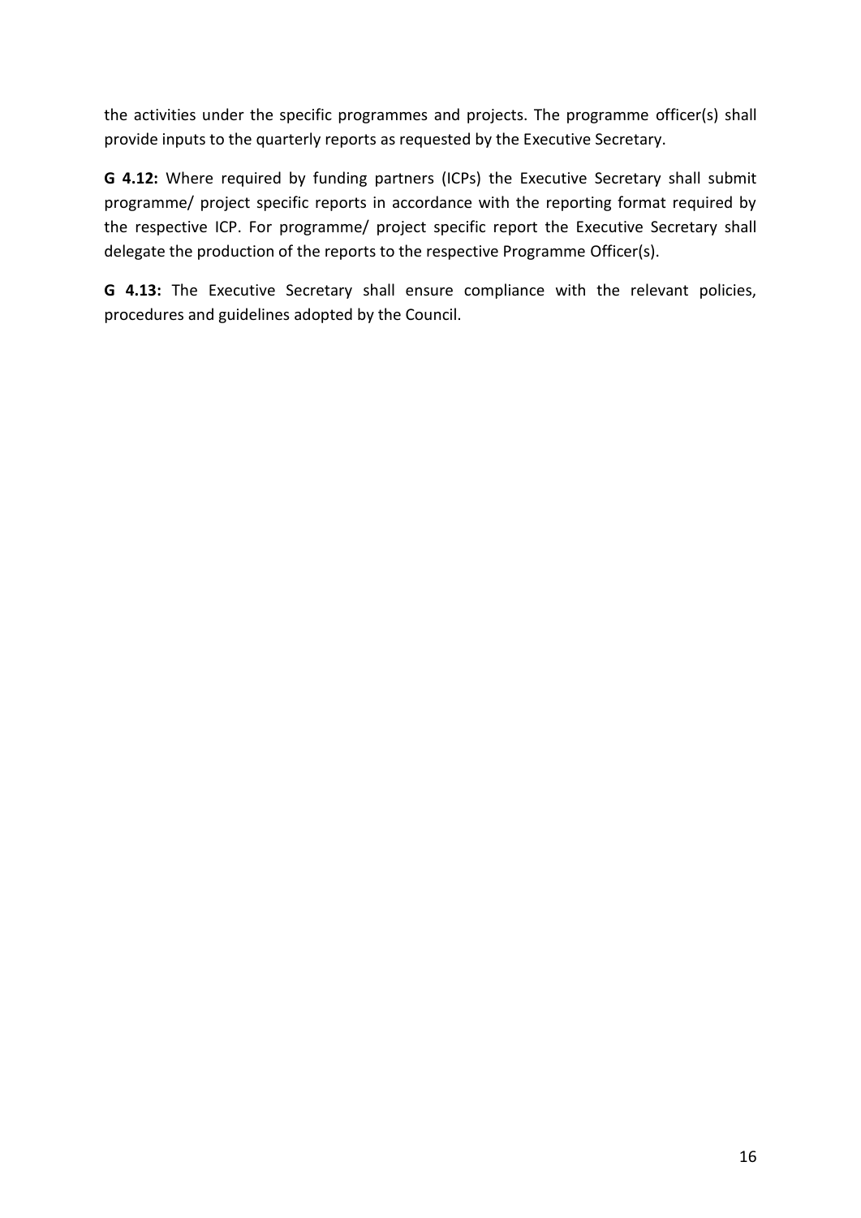the activities under the specific programmes and projects. The programme officer(s) shall provide inputs to the quarterly reports as requested by the Executive Secretary.

**G 4.12:** Where required by funding partners (ICPs) the Executive Secretary shall submit programme/ project specific reports in accordance with the reporting format required by the respective ICP. For programme/ project specific report the Executive Secretary shall delegate the production of the reports to the respective Programme Officer(s).

**G 4.13:** The Executive Secretary shall ensure compliance with the relevant policies, procedures and guidelines adopted by the Council.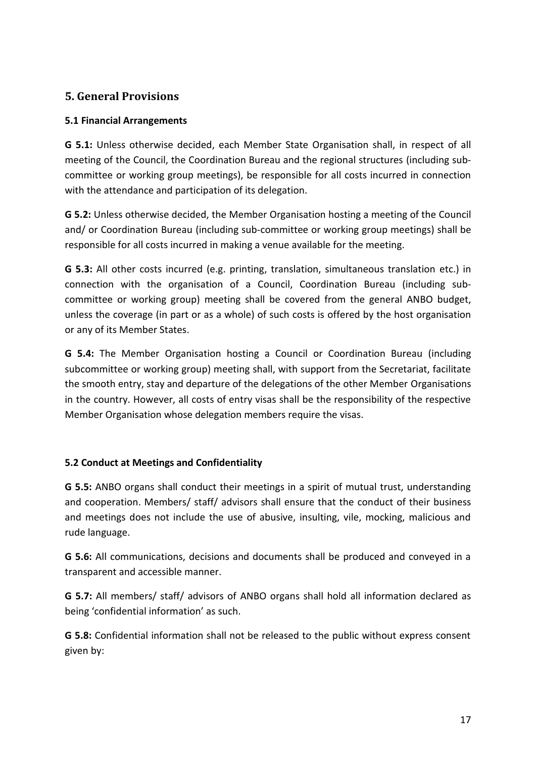## 5. General Provisions

### 5.1 Financial Arrangements

**G 5.1:** Unless otherwise decided, each Member State Organisation shall, in respect of all meeting of the Council, the Coordination Bureau and the regional structures (including sub-committee or working group meetings), be responsible for all costs incurred in connection with the attendance and participation of its delegation.

**G 5.2:** Unless otherwise decided, the Member Organisation hosting a meeting of the Council and/ or Coordination Bureau (including sub-committee or working group meetings) shall be responsible for all costs incurred in making a venue available for the meeting.

**G 5.3:** All other costs incurred (e.g. printing, translation, simultaneous translation etc.) in connection with the organisation of a Council, Coordination Bureau (including sub-committee or working group) meeting shall be covered from the general ANBO budget, unless the coverage (in part or as a whole) of such costs is offered by the host organisation or any of its Member States.

**G 5.4:** The Member Organisation hosting a Council or Coordination Bureau (including subcommittee or working group) meeting shall, with support from the Secretariat, facilitate the smooth entry, stay and departure of the delegations of the other Member Organisations in the country. However, all costs of entry visas shall be the responsibility of the respective Member Organisation whose delegation members require the visas.

### 5.2 Conduct at Meetings and Confidentiality

**G 5.5:** ANBO organs shall conduct their meetings in a spirit of mutual trust, understanding and cooperation. Members/ staff/ advisors shall ensure that the conduct of their business and meetings does not include the use of abusive, insulting, vile, mocking, malicious and rude language.

**G 5.6:** All communications, decisions and documents shall be produced and conveyed in a transparent and accessible manner.

**G 5.7:** All members/ staff/ advisors of ANBO organs shall hold all information declared as being 'confidential information' as such.

**G 5.8:** Confidential information shall not be released to the public without express consent given by: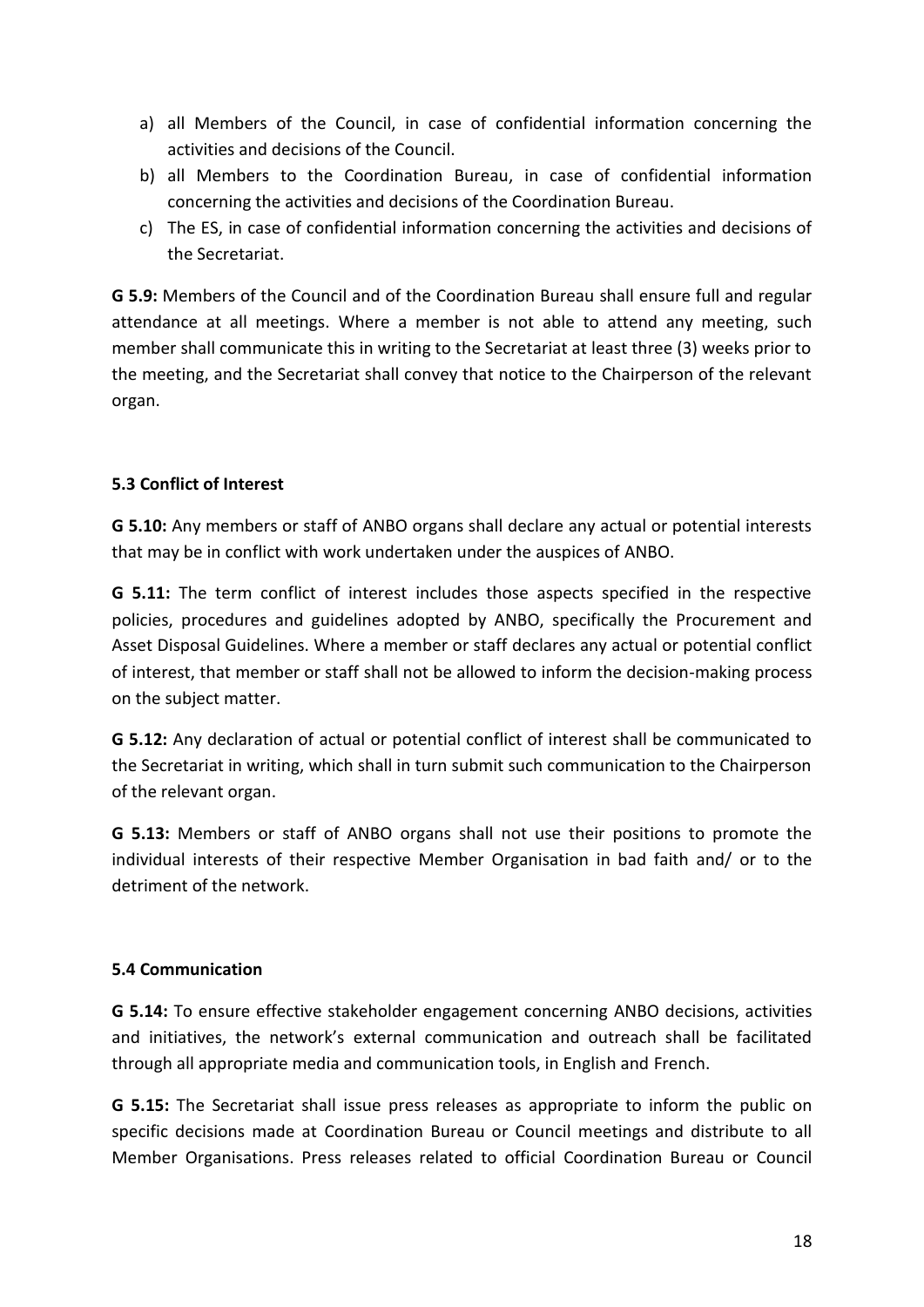a) all Members of the Council, in case of confidential information concerning the activities and decisions of the Council.
b) all Members to the Coordination Bureau, in case of confidential information concerning the activities and decisions of the Coordination Bureau.
c) The ES, in case of confidential information concerning the activities and decisions of the Secretariat.

**G 5.9:** Members of the Council and of the Coordination Bureau shall ensure full and regular attendance at all meetings. Where a member is not able to attend any meeting, such member shall communicate this in writing to the Secretariat at least three (3) weeks prior to the meeting, and the Secretariat shall convey that notice to the Chairperson of the relevant organ.

### 5.3 Conflict of Interest

**G 5.10:** Any members or staff of ANBO organs shall declare any actual or potential interests that may be in conflict with work undertaken under the auspices of ANBO.

**G 5.11:** The term conflict of interest includes those aspects specified in the respective policies, procedures and guidelines adopted by ANBO, specifically the Procurement and Asset Disposal Guidelines. Where a member or staff declares any actual or potential conflict of interest, that member or staff shall not be allowed to inform the decision-making process on the subject matter.

**G 5.12:** Any declaration of actual or potential conflict of interest shall be communicated to the Secretariat in writing, which shall in turn submit such communication to the Chairperson of the relevant organ.

**G 5.13:** Members or staff of ANBO organs shall not use their positions to promote the individual interests of their respective Member Organisation in bad faith and/ or to the detriment of the network.

### 5.4 Communication

**G 5.14:** To ensure effective stakeholder engagement concerning ANBO decisions, activities and initiatives, the network's external communication and outreach shall be facilitated through all appropriate media and communication tools, in English and French.

**G 5.15:** The Secretariat shall issue press releases as appropriate to inform the public on specific decisions made at Coordination Bureau or Council meetings and distribute to all Member Organisations. Press releases related to official Coordination Bureau or Council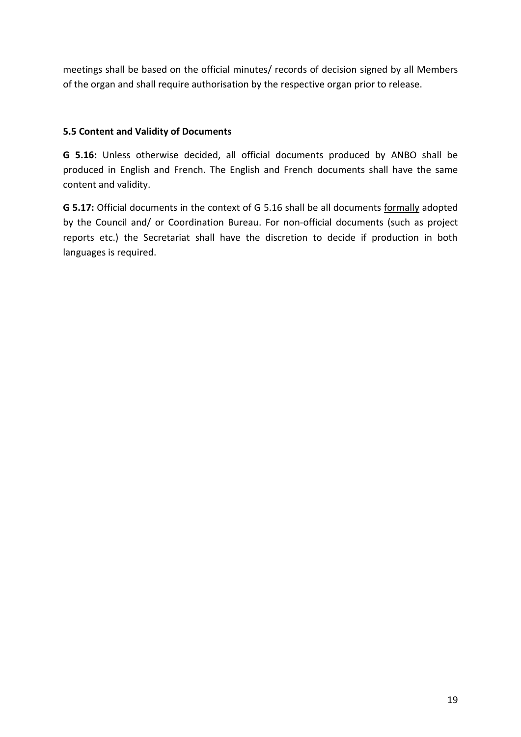meetings shall be based on the official minutes/ records of decision signed by all Members of the organ and shall require authorisation by the respective organ prior to release.

### 5.5 Content and Validity of Documents

**G 5.16:** Unless otherwise decided, all official documents produced by ANBO shall be produced in English and French. The English and French documents shall have the same content and validity.

**G 5.17:** Official documents in the context of G 5.16 shall be all documents formally adopted by the Council and/ or Coordination Bureau. For non-official documents (such as project reports etc.) the Secretariat shall have the discretion to decide if production in both languages is required.